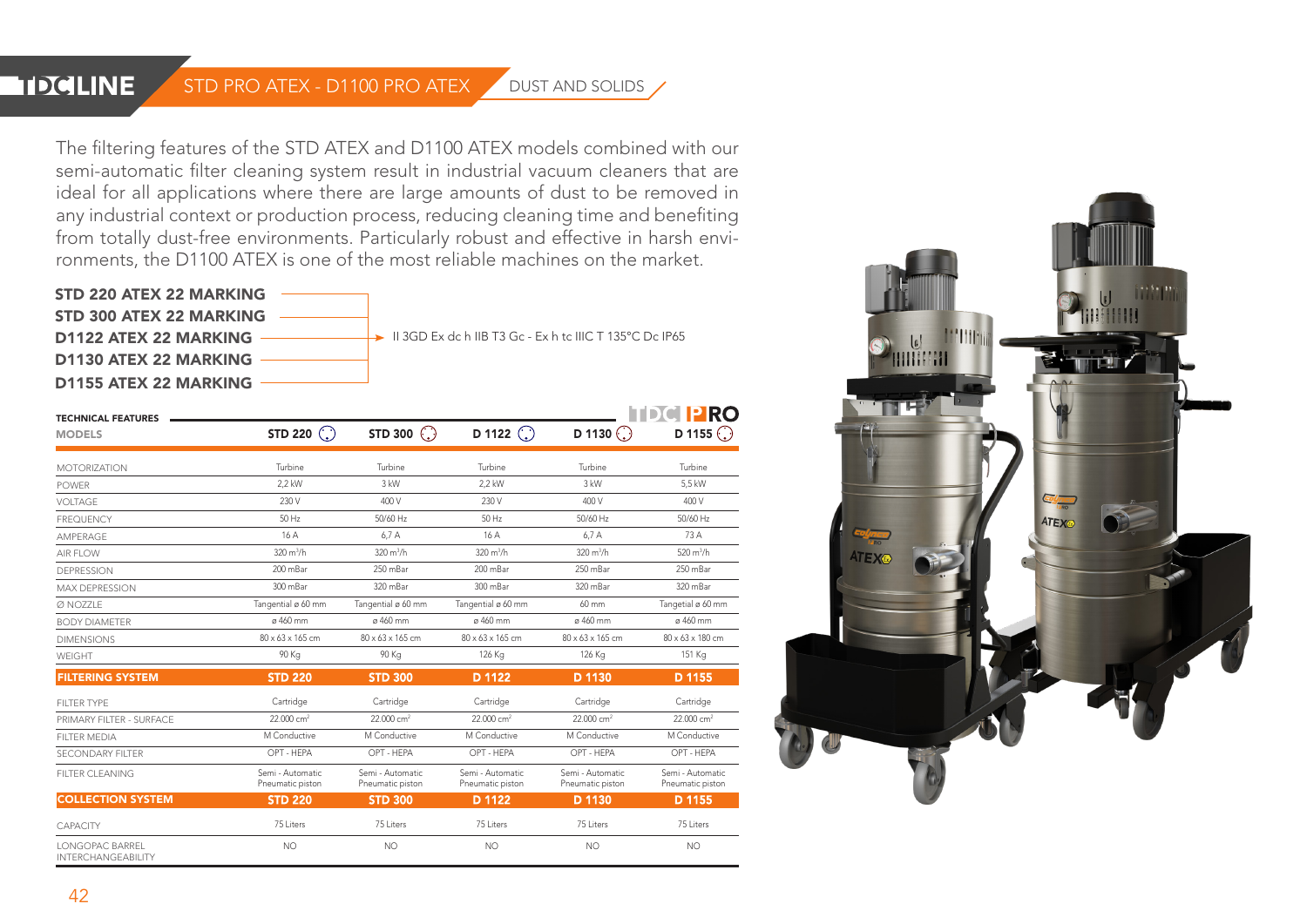# STD PRO ATEX - D1100 PRO ATEX

DUST AND SOLIDS

The filtering features of the STD ATEX and D1100 ATEX models combined with our semi-automatic filter cleaning system result in industrial vacuum cleaners that are ideal for all applications where there are large amounts of dust to be removed in any industrial context or production process, reducing cleaning time and benefiting from totally dust-free environments. Particularly robust and effective in harsh environments, the D1100 ATEX is one of the most reliable machines on the market.

**STD 220 ATEX 22 MARKING**
**STD 300 ATEX 22 MARKING**
**D1122 ATEX 22 MARKING**
**D1130 ATEX 22 MARKING**
**D1155 ATEX 22 MARKING**

→ II 3GD Ex dc h IIB T3 Gc - Ex h tc IIIC T 135°C Dc IP65

| TECHNICAL FEATURES | | | | | |
|---|---|---|---|---|---|
| **MODELS** | **STD 220** | **STD 300** | **D 1122** | **D 1130** | **D 1155** |
| MOTORIZATION | Turbine | Turbine | Turbine | Turbine | Turbine |
| POWER | 2,2 kW | 3 kW | 2,2 kW | 3 kW | 5,5 kW |
| VOLTAGE | 230 V | 400 V | 230 V | 400 V | 400 V |
| FREQUENCY | 50 Hz | 50/60 Hz | 50 Hz | 50/60 Hz | 50/60 Hz |
| AMPERAGE | 16 A | 6,7 A | 16 A | 6,7 A | 73 A |
| AIR FLOW | 320 m³/h | 320 m³/h | 320 m³/h | 320 m³/h | 520 m³/h |
| DEPRESSION | 200 mBar | 250 mBar | 200 mBar | 250 mBar | 250 mBar |
| MAX DEPRESSION | 300 mBar | 320 mBar | 300 mBar | 320 mBar | 320 mBar |
| Ø NOZZLE | Tangential ø 60 mm | Tangential ø 60 mm | Tangential ø 60 mm | 60 mm | Tangential ø 60 mm |
| BODY DIAMETER | ø 460 mm | ø 460 mm | ø 460 mm | ø 460 mm | ø 460 mm |
| DIMENSIONS | 80 x 63 x 165 cm | 80 x 63 x 165 cm | 80 x 63 x 165 cm | 80 x 63 x 165 cm | 80 x 63 x 180 cm |
| WEIGHT | 90 Kg | 90 Kg | 126 Kg | 126 Kg | 151 Kg |
| **FILTERING SYSTEM** | **STD 220** | **STD 300** | **D 1122** | **D 1130** | **D 1155** |
| FILTER TYPE | Cartridge | Cartridge | Cartridge | Cartridge | Cartridge |
| PRIMARY FILTER - SURFACE | 22.000 cm² | 22.000 cm² | 22.000 cm² | 22.000 cm² | 22.000 cm² |
| FILTER MEDIA | M Conductive | M Conductive | M Conductive | M Conductive | M Conductive |
| SECONDARY FILTER | OPT - HEPA | OPT - HEPA | OPT - HEPA | OPT - HEPA | OPT - HEPA |
| FILTER CLEANING | Semi - Automatic Pneumatic piston | Semi - Automatic Pneumatic piston | Semi - Automatic Pneumatic piston | Semi - Automatic Pneumatic piston | Semi - Automatic Pneumatic piston |
| **COLLECTION SYSTEM** | **STD 220** | **STD 300** | **D 1122** | **D 1130** | **D 1155** |
| CAPACITY | 75 Liters | 75 Liters | 75 Liters | 75 Liters | 75 Liters |
| LONGOPAC BARREL INTERCHANGEABILITY | NO | NO | NO | NO | NO |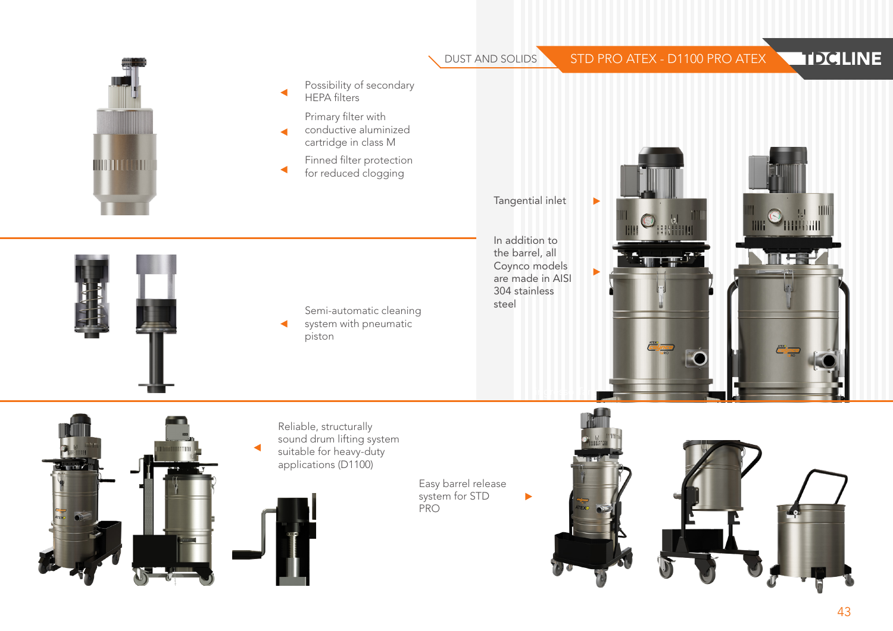DUST AND SOLIDS

# STD PRO ATEX - D1100 PRO ATEX

TDC LINE

- Possibility of secondary HEPA filters
- Primary filter with conductive aluminized cartridge in class M
- Finned filter protection for reduced clogging

Tangential inlet

In addition to the barrel, all Coynco models are made in AISI 304 stainless steel

Semi-automatic cleaning system with pneumatic piston

Reliable, structurally sound drum lifting system suitable for heavy-duty applications (D1100)

Easy barrel release system for STD PRO